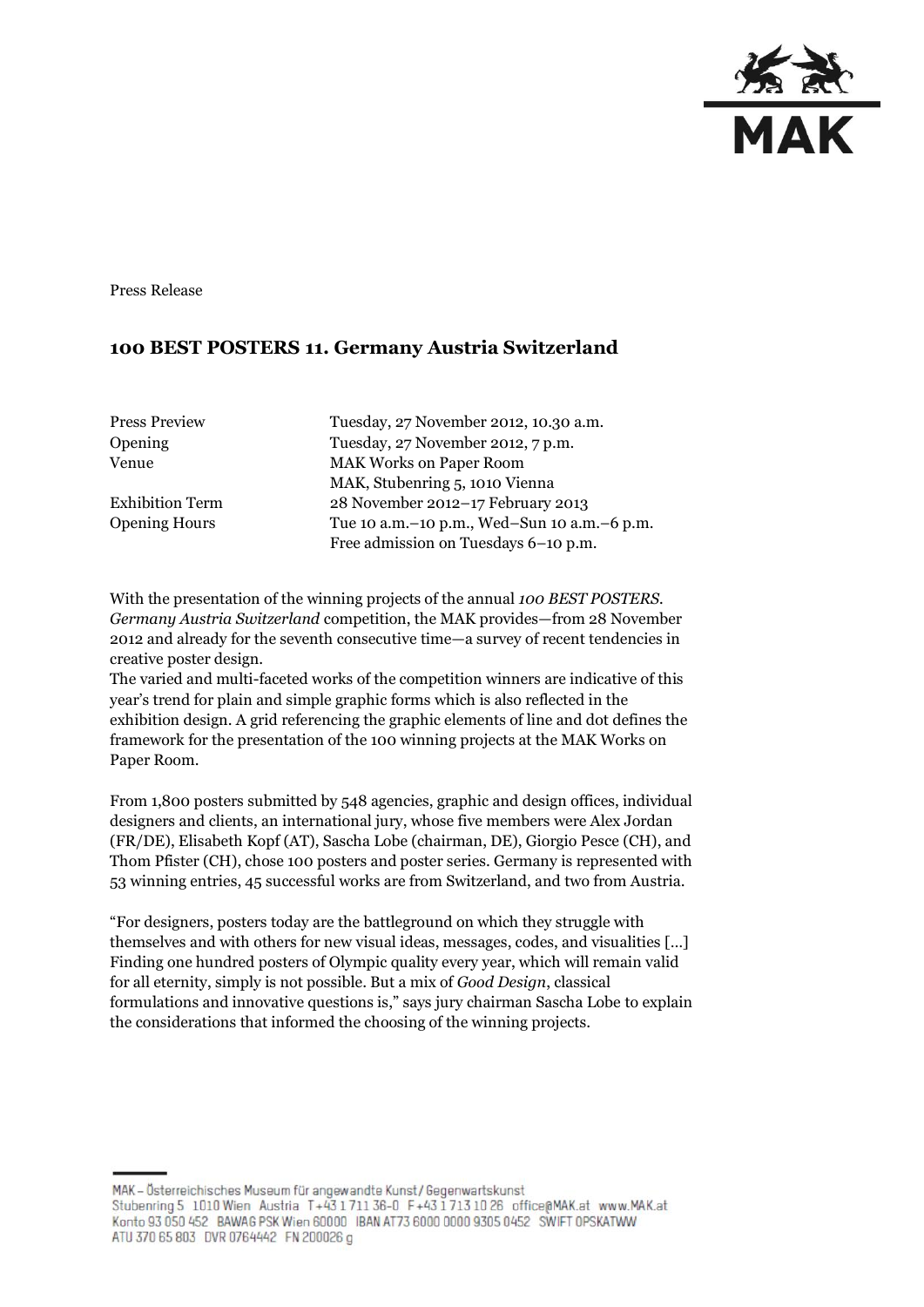Press Release

# 100 BEST POSTERS 11. Germany Austria Switzerland

| | |
|---|---|
| Press Preview | Tuesday, 27 November 2012, 10.30 a.m. |
| Opening | Tuesday, 27 November 2012, 7 p.m. |
| Venue | MAK Works on Paper Room<br>MAK, Stubenring 5, 1010 Vienna |
| Exhibition Term | 28 November 2012–17 February 2013 |
| Opening Hours | Tue 10 a.m.–10 p.m., Wed–Sun 10 a.m.–6 p.m.<br>Free admission on Tuesdays 6–10 p.m. |

With the presentation of the winning projects of the annual *100 BEST POSTERS. Germany Austria Switzerland* competition, the MAK provides—from 28 November 2012 and already for the seventh consecutive time—a survey of recent tendencies in creative poster design.
The varied and multi-faceted works of the competition winners are indicative of this year's trend for plain and simple graphic forms which is also reflected in the exhibition design. A grid referencing the graphic elements of line and dot defines the framework for the presentation of the 100 winning projects at the MAK Works on Paper Room.

From 1,800 posters submitted by 548 agencies, graphic and design offices, individual designers and clients, an international jury, whose five members were Alex Jordan (FR/DE), Elisabeth Kopf (AT), Sascha Lobe (chairman, DE), Giorgio Pesce (CH), and Thom Pfister (CH), chose 100 posters and poster series. Germany is represented with 53 winning entries, 45 successful works are from Switzerland, and two from Austria.

"For designers, posters today are the battleground on which they struggle with themselves and with others for new visual ideas, messages, codes, and visualities […] Finding one hundred posters of Olympic quality every year, which will remain valid for all eternity, simply is not possible. But a mix of *Good Design*, classical formulations and innovative questions is," says jury chairman Sascha Lobe to explain the considerations that informed the choosing of the winning projects.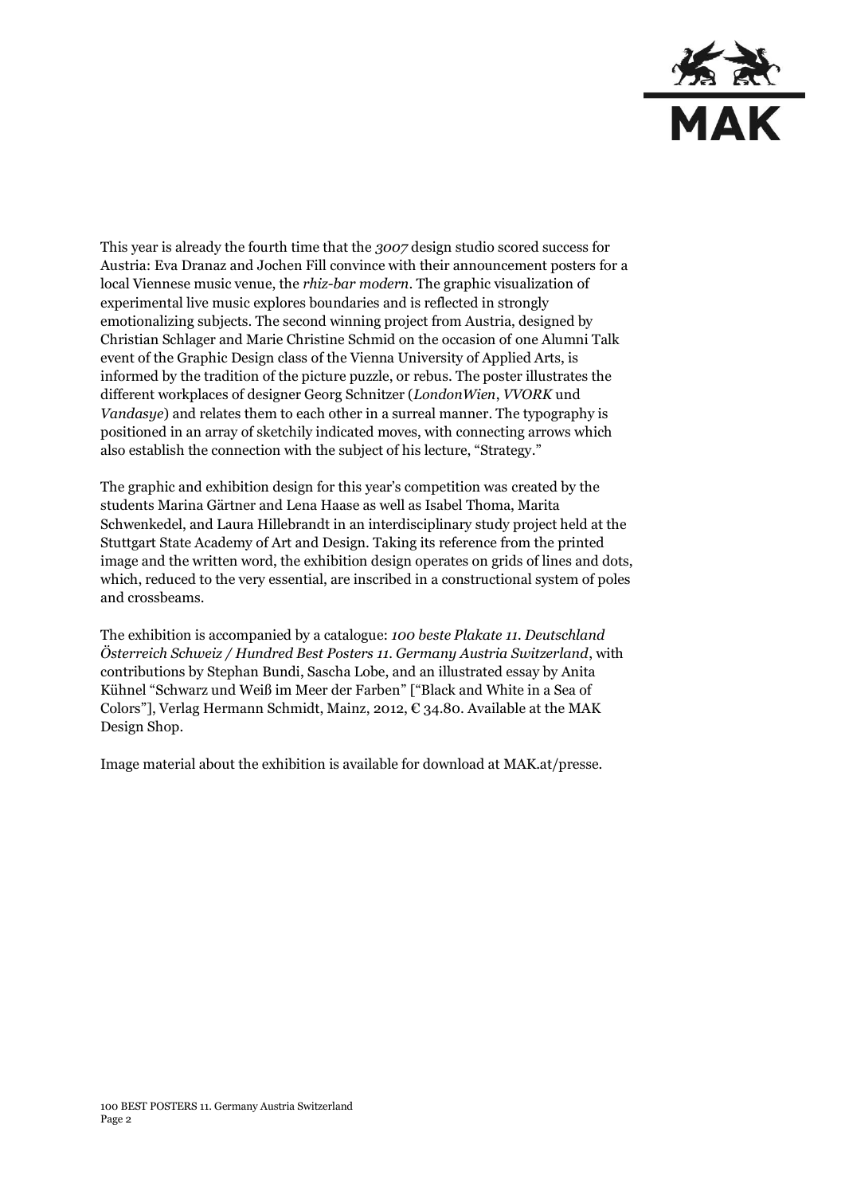This year is already the fourth time that the *3007* design studio scored success for Austria: Eva Dranaz and Jochen Fill convince with their announcement posters for a local Viennese music venue, the *rhiz-bar modern*. The graphic visualization of experimental live music explores boundaries and is reflected in strongly emotionalizing subjects. The second winning project from Austria, designed by Christian Schlager and Marie Christine Schmid on the occasion of one Alumni Talk event of the Graphic Design class of the Vienna University of Applied Arts, is informed by the tradition of the picture puzzle, or rebus. The poster illustrates the different workplaces of designer Georg Schnitzer (*LondonWien*, *VVORK* und *Vandasye*) and relates them to each other in a surreal manner. The typography is positioned in an array of sketchily indicated moves, with connecting arrows which also establish the connection with the subject of his lecture, "Strategy."

The graphic and exhibition design for this year's competition was created by the students Marina Gärtner and Lena Haase as well as Isabel Thoma, Marita Schwenkedel, and Laura Hillebrandt in an interdisciplinary study project held at the Stuttgart State Academy of Art and Design. Taking its reference from the printed image and the written word, the exhibition design operates on grids of lines and dots, which, reduced to the very essential, are inscribed in a constructional system of poles and crossbeams.

The exhibition is accompanied by a catalogue: *100 beste Plakate 11. Deutschland Österreich Schweiz / Hundred Best Posters 11. Germany Austria Switzerland*, with contributions by Stephan Bundi, Sascha Lobe, and an illustrated essay by Anita Kühnel "Schwarz und Weiß im Meer der Farben" ["Black and White in a Sea of Colors"], Verlag Hermann Schmidt, Mainz, 2012, € 34.80. Available at the MAK Design Shop.

Image material about the exhibition is available for download at MAK.at/presse.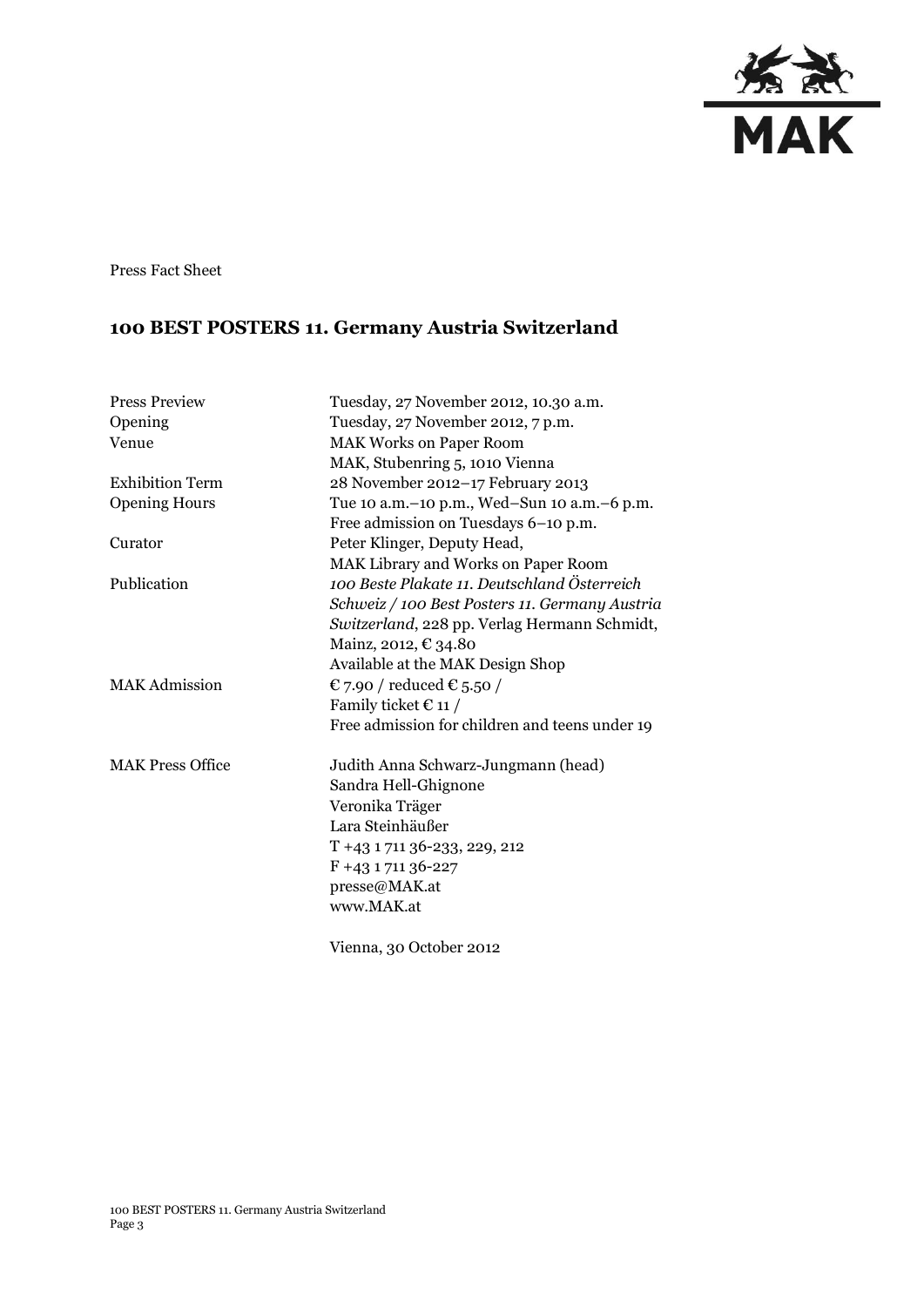Press Fact Sheet

## 100 BEST POSTERS 11. Germany Austria Switzerland

| | |
|---|---|
| Press Preview | Tuesday, 27 November 2012, 10.30 a.m. |
| Opening | Tuesday, 27 November 2012, 7 p.m. |
| Venue | MAK Works on Paper Room<br>MAK, Stubenring 5, 1010 Vienna |
| Exhibition Term | 28 November 2012–17 February 2013 |
| Opening Hours | Tue 10 a.m.–10 p.m., Wed–Sun 10 a.m.–6 p.m.<br>Free admission on Tuesdays 6–10 p.m. |
| Curator | Peter Klinger, Deputy Head,<br>MAK Library and Works on Paper Room |
| Publication | *100 Beste Plakate 11. Deutschland Österreich Schweiz / 100 Best Posters 11. Germany Austria Switzerland*, 228 pp. Verlag Hermann Schmidt, Mainz, 2012, € 34.80<br>Available at the MAK Design Shop |
| MAK Admission | € 7.90 / reduced € 5.50 /<br>Family ticket € 11 /<br>Free admission for children and teens under 19 |
| MAK Press Office | Judith Anna Schwarz-Jungmann (head)<br>Sandra Hell-Ghignone<br>Veronika Träger<br>Lara Steinhäußer<br>T +43 1 711 36-233, 229, 212<br>F +43 1 711 36-227<br>presse@MAK.at<br>www.MAK.at |

Vienna, 30 October 2012